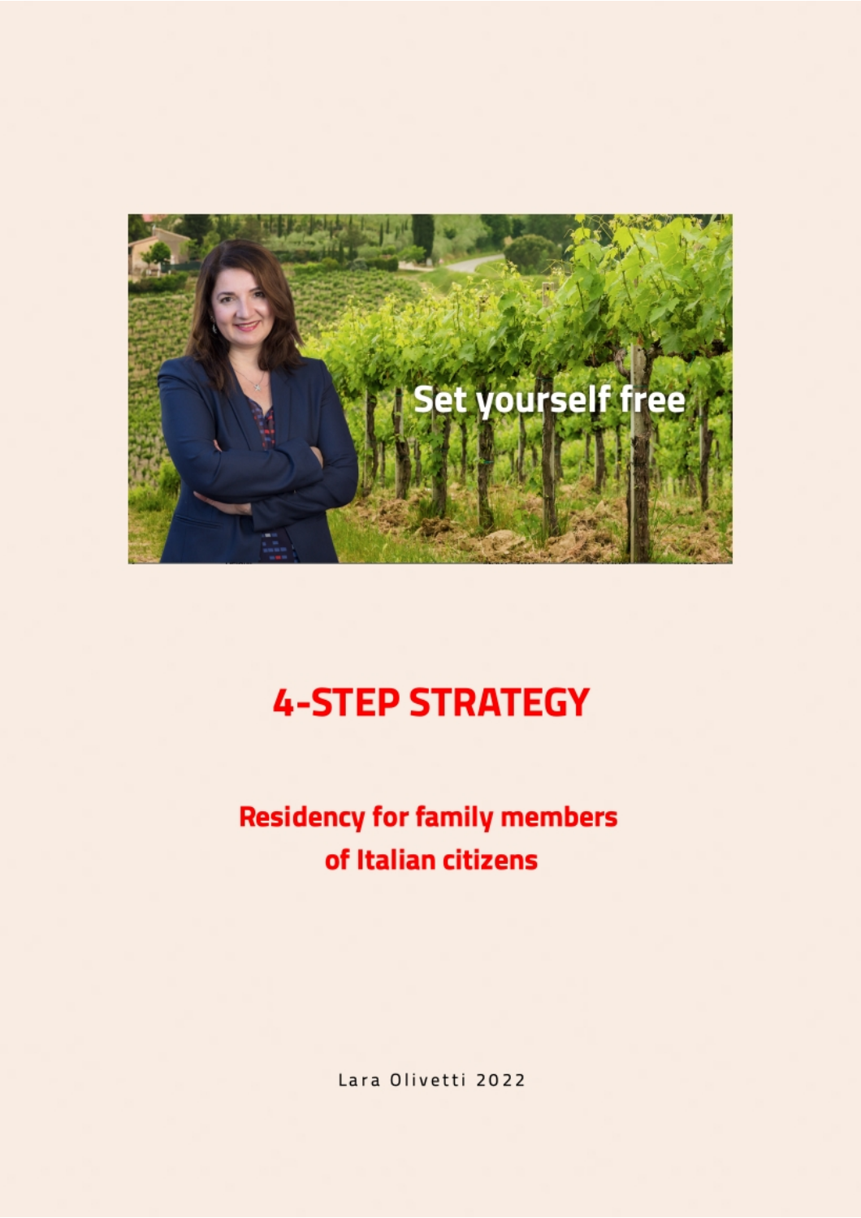Set yourself free

# 4-STEP STRATEGY

## Residency for family members of Italian citizens

Lara Olivetti 2022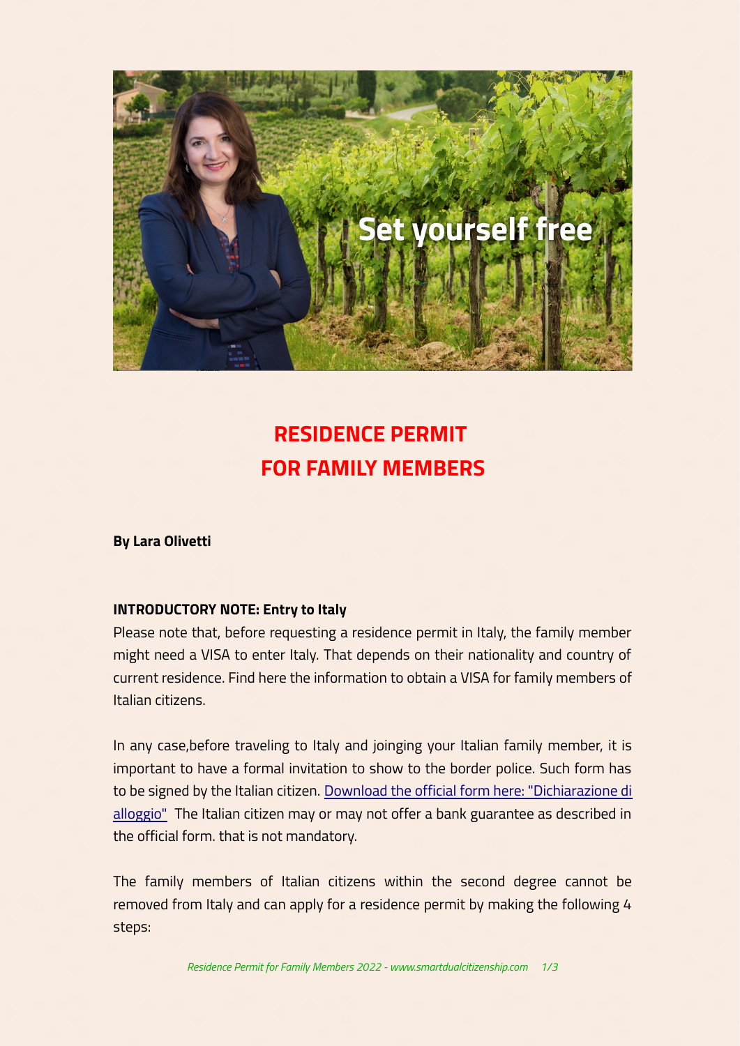# RESIDENCE PERMIT FOR FAMILY MEMBERS

**By Lara Olivetti**

**INTRODUCTORY NOTE: Entry to Italy**

Please note that, before requesting a residence permit in Italy, the family member might need a VISA to enter Italy. That depends on their nationality and country of current residence. Find here the information to obtain a VISA for family members of Italian citizens.

In any case,before traveling to Italy and joinging your Italian family member, it is important to have a formal invitation to show to the border police. Such form has to be signed by the Italian citizen. [Download the official form here: "Dichiarazione di alloggio"](#) The Italian citizen may or may not offer a bank guarantee as described in the official form. that is not mandatory.

The family members of Italian citizens within the second degree cannot be removed from Italy and can apply for a residence permit by making the following 4 steps: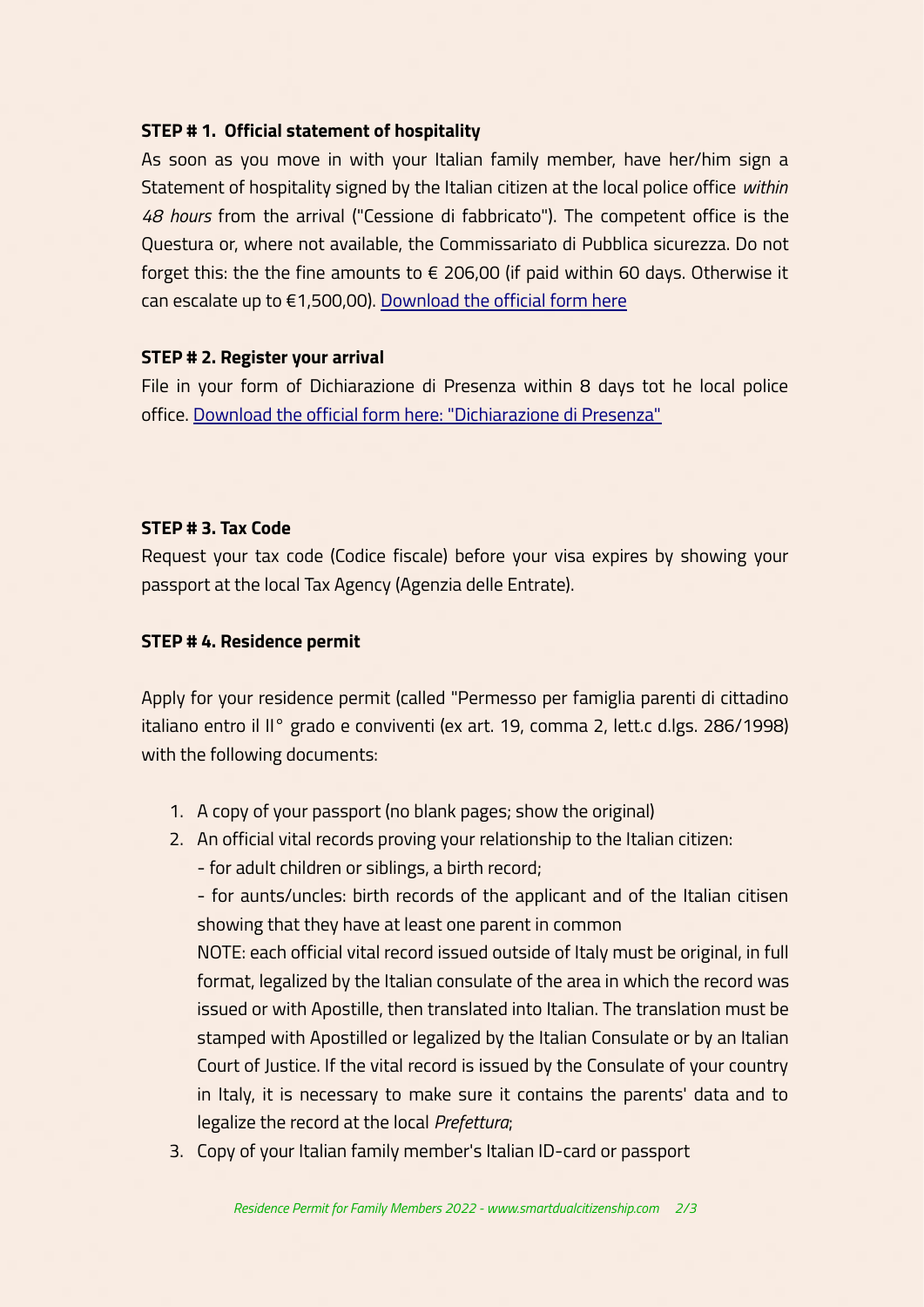**STEP # 1. Official statement of hospitality**

As soon as you move in with your Italian family member, have her/him sign a Statement of hospitality signed by the Italian citizen at the local police office *within 48 hours* from the arrival ("Cessione di fabbricato"). The competent office is the Questura or, where not available, the Commissariato di Pubblica sicurezza. Do not forget this: the the fine amounts to € 206,00 (if paid within 60 days. Otherwise it can escalate up to €1,500,00). Download the official form here

**STEP # 2. Register your arrival**

File in your form of Dichiarazione di Presenza within 8 days tot he local police office. Download the official form here: "Dichiarazione di Presenza"

**STEP # 3. Tax Code**

Request your tax code (Codice fiscale) before your visa expires by showing your passport at the local Tax Agency (Agenzia delle Entrate).

**STEP # 4. Residence permit**

Apply for your residence permit (called "Permesso per famiglia parenti di cittadino italiano entro il II° grado e conviventi (ex art. 19, comma 2, lett.c d.lgs. 286/1998) with the following documents:

1. A copy of your passport (no blank pages; show the original)
2. An official vital records proving your relationship to the Italian citizen:
   - for adult children or siblings, a birth record;
   - for aunts/uncles: birth records of the applicant and of the Italian citisen showing that they have at least one parent in common

   NOTE: each official vital record issued outside of Italy must be original, in full format, legalized by the Italian consulate of the area in which the record was issued or with Apostille, then translated into Italian. The translation must be stamped with Apostilled or legalized by the Italian Consulate or by an Italian Court of Justice. If the vital record is issued by the Consulate of your country in Italy, it is necessary to make sure it contains the parents' data and to legalize the record at the local *Prefettura*;
3. Copy of your Italian family member's Italian ID-card or passport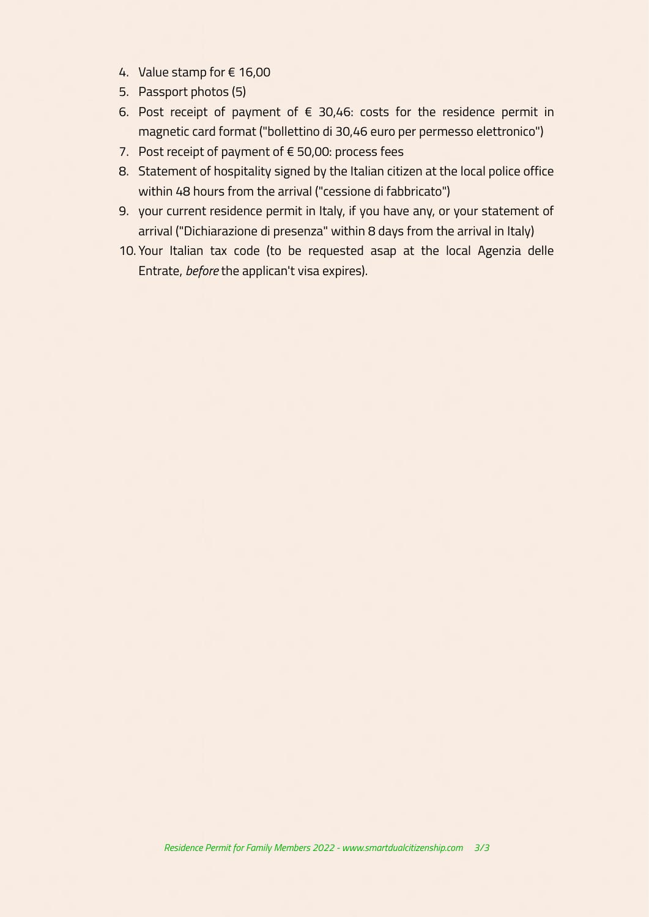4. Value stamp for € 16,00
5. Passport photos (5)
6. Post receipt of payment of € 30,46: costs for the residence permit in magnetic card format ("bollettino di 30,46 euro per permesso elettronico")
7. Post receipt of payment of € 50,00: process fees
8. Statement of hospitality signed by the Italian citizen at the local police office within 48 hours from the arrival ("cessione di fabbricato")
9. your current residence permit in Italy, if you have any, or your statement of arrival ("Dichiarazione di presenza" within 8 days from the arrival in Italy)
10. Your Italian tax code (to be requested asap at the local Agenzia delle Entrate, *before* the applican't visa expires).